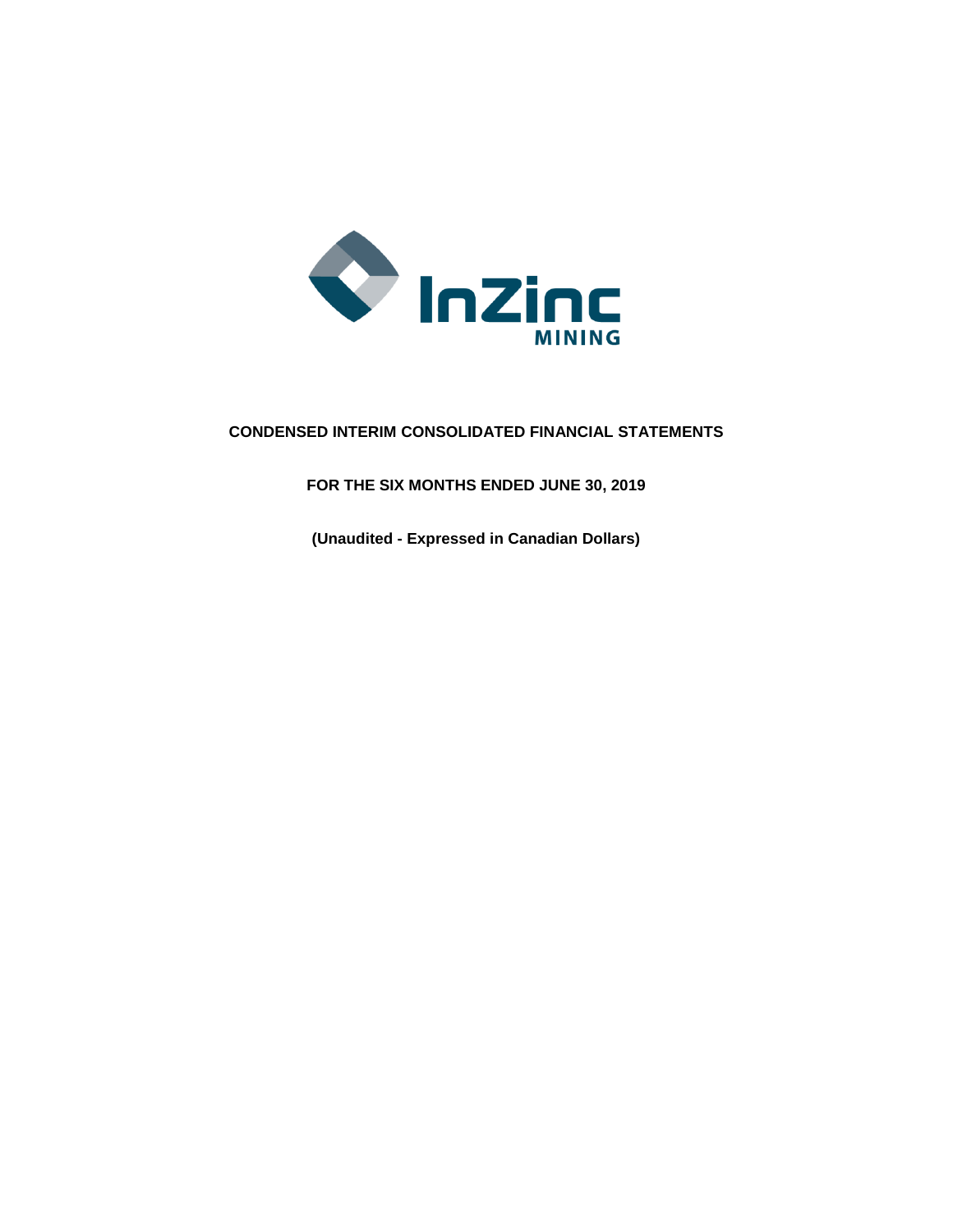InZinc MINING

**CONDENSED INTERIM CONSOLIDATED FINANCIAL STATEMENTS**

**FOR THE SIX MONTHS ENDED JUNE 30, 2019**

**(Unaudited - Expressed in Canadian Dollars)**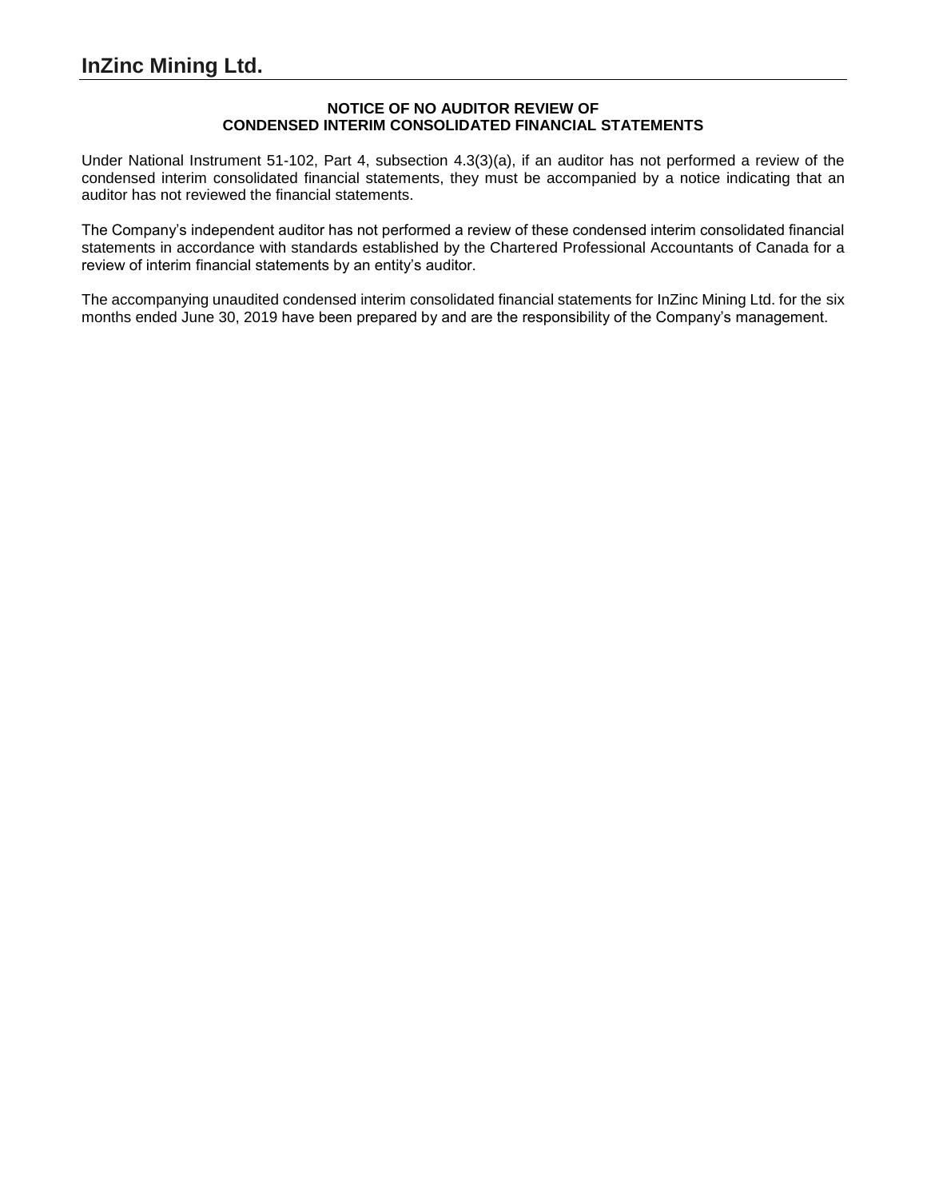# InZinc Mining Ltd.

**NOTICE OF NO AUDITOR REVIEW OF**
**CONDENSED INTERIM CONSOLIDATED FINANCIAL STATEMENTS**

Under National Instrument 51-102, Part 4, subsection 4.3(3)(a), if an auditor has not performed a review of the condensed interim consolidated financial statements, they must be accompanied by a notice indicating that an auditor has not reviewed the financial statements.

The Company's independent auditor has not performed a review of these condensed interim consolidated financial statements in accordance with standards established by the Chartered Professional Accountants of Canada for a review of interim financial statements by an entity's auditor.

The accompanying unaudited condensed interim consolidated financial statements for InZinc Mining Ltd. for the six months ended June 30, 2019 have been prepared by and are the responsibility of the Company's management.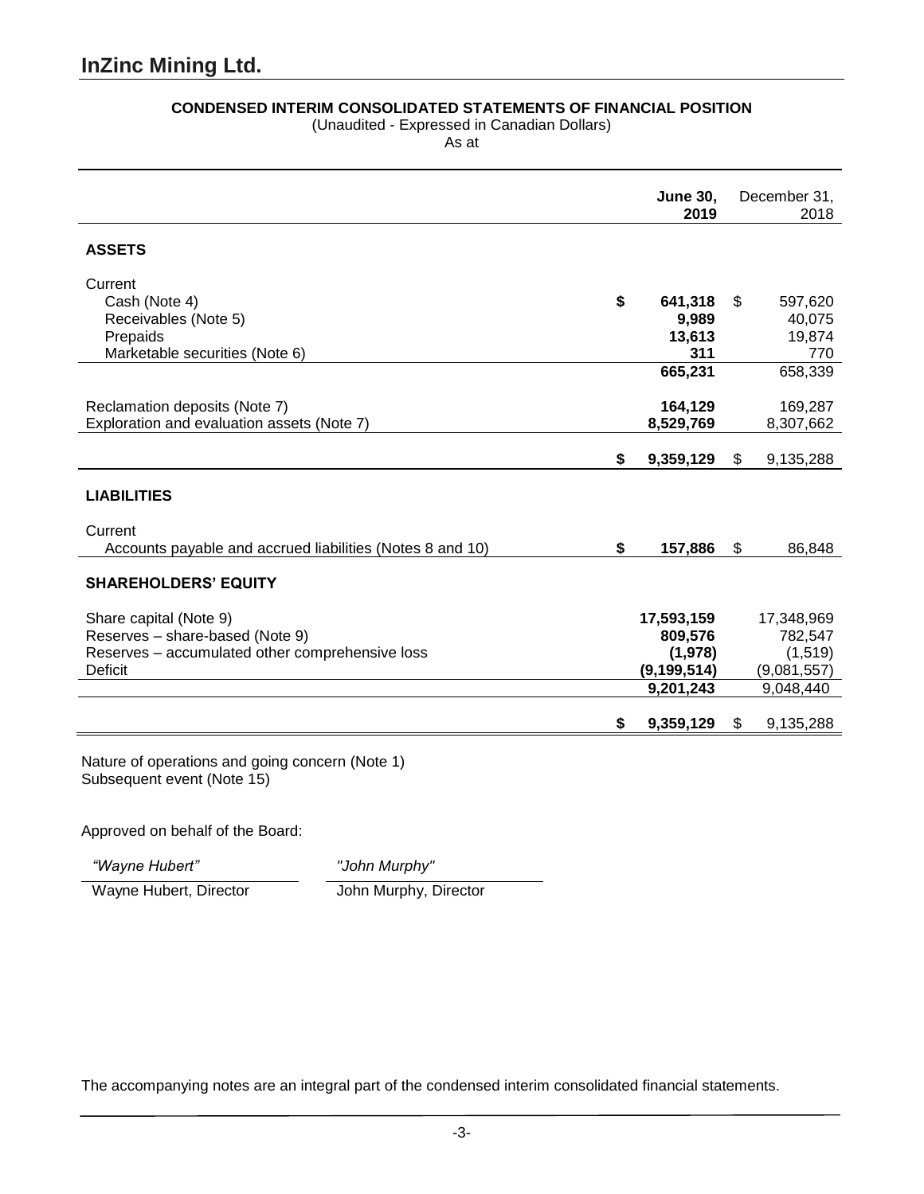# InZinc Mining Ltd.

**CONDENSED INTERIM CONSOLIDATED STATEMENTS OF FINANCIAL POSITION**
(Unaudited - Expressed in Canadian Dollars)
As at

| | **June 30, 2019** | December 31, 2018 |
|---|---|---|
| **ASSETS** | | |
| Current | | |
| Cash (Note 4) | **$ 641,318** | $ 597,620 |
| Receivables (Note 5) | **9,989** | 40,075 |
| Prepaids | **13,613** | 19,874 |
| Marketable securities (Note 6) | **311** | 770 |
| | **665,231** | 658,339 |
| Reclamation deposits (Note 7) | **164,129** | 169,287 |
| Exploration and evaluation assets (Note 7) | **8,529,769** | 8,307,662 |
| | **$ 9,359,129** | $ 9,135,288 |
| **LIABILITIES** | | |
| Current | | |
| Accounts payable and accrued liabilities (Notes 8 and 10) | **$ 157,886** | $ 86,848 |
| **SHAREHOLDERS' EQUITY** | | |
| Share capital (Note 9) | **17,593,159** | 17,348,969 |
| Reserves – share-based (Note 9) | **809,576** | 782,547 |
| Reserves – accumulated other comprehensive loss | **(1,978)** | (1,519) |
| Deficit | **(9,199,514)** | (9,081,557) |
| | **9,201,243** | 9,048,440 |
| | **$ 9,359,129** | $ 9,135,288 |

Nature of operations and going concern (Note 1)
Subsequent event (Note 15)

Approved on behalf of the Board:

| *"Wayne Hubert"* | *"John Murphy"* |
|---|---|
| Wayne Hubert, Director | John Murphy, Director |

The accompanying notes are an integral part of the condensed interim consolidated financial statements.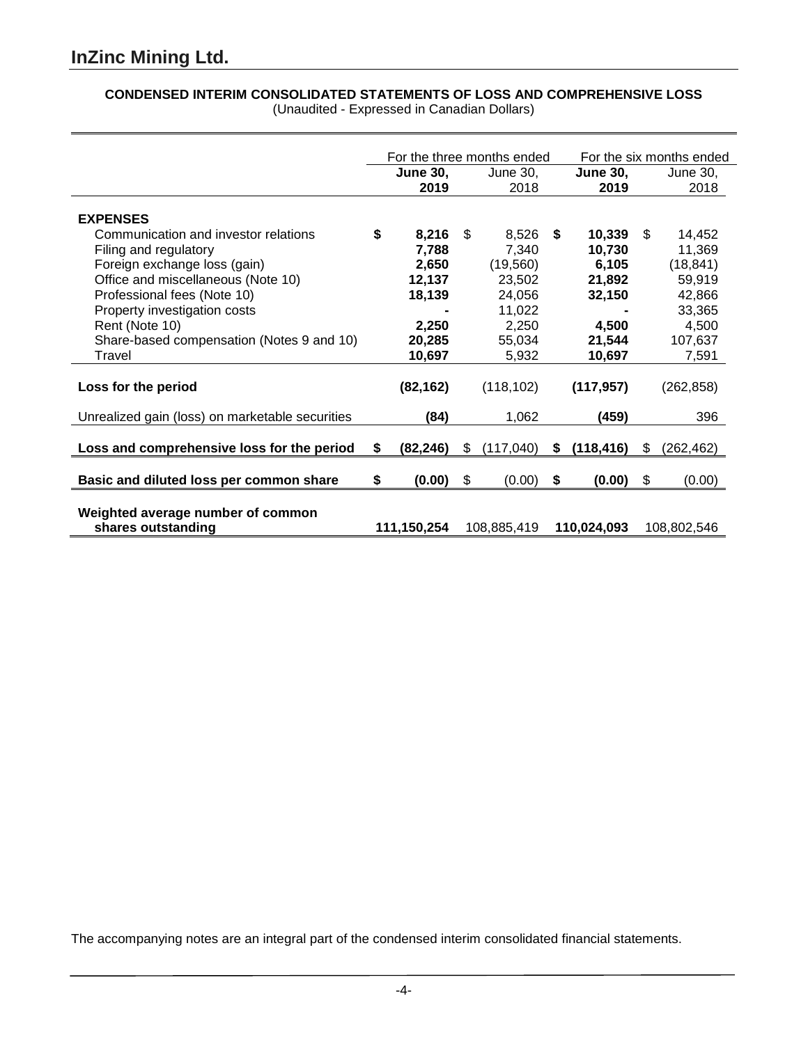# InZinc Mining Ltd.

**CONDENSED INTERIM CONSOLIDATED STATEMENTS OF LOSS AND COMPREHENSIVE LOSS**
(Unaudited - Expressed in Canadian Dollars)

| | For the three months ended | | For the six months ended | |
|---|---|---|---|---|
| | **June 30, 2019** | June 30, 2018 | **June 30, 2019** | June 30, 2018 |
| **EXPENSES** | | | | |
| Communication and investor relations | **$ 8,216** | $ 8,526 | **$ 10,339** | $ 14,452 |
| Filing and regulatory | **7,788** | 7,340 | **10,730** | 11,369 |
| Foreign exchange loss (gain) | **2,650** | (19,560) | **6,105** | (18,841) |
| Office and miscellaneous (Note 10) | **12,137** | 23,502 | **21,892** | 59,919 |
| Professional fees (Note 10) | **18,139** | 24,056 | **32,150** | 42,866 |
| Property investigation costs | **-** | 11,022 | **-** | 33,365 |
| Rent (Note 10) | **2,250** | 2,250 | **4,500** | 4,500 |
| Share-based compensation (Notes 9 and 10) | **20,285** | 55,034 | **21,544** | 107,637 |
| Travel | **10,697** | 5,932 | **10,697** | 7,591 |
| **Loss for the period** | **(82,162)** | (118,102) | **(117,957)** | (262,858) |
| Unrealized gain (loss) on marketable securities | **(84)** | 1,062 | **(459)** | 396 |
| **Loss and comprehensive loss for the period** | **$ (82,246)** | $ (117,040) | **$ (118,416)** | $ (262,462) |
| **Basic and diluted loss per common share** | **$ (0.00)** | $ (0.00) | **$ (0.00)** | $ (0.00) |
| **Weighted average number of common shares outstanding** | **111,150,254** | 108,885,419 | **110,024,093** | 108,802,546 |

The accompanying notes are an integral part of the condensed interim consolidated financial statements.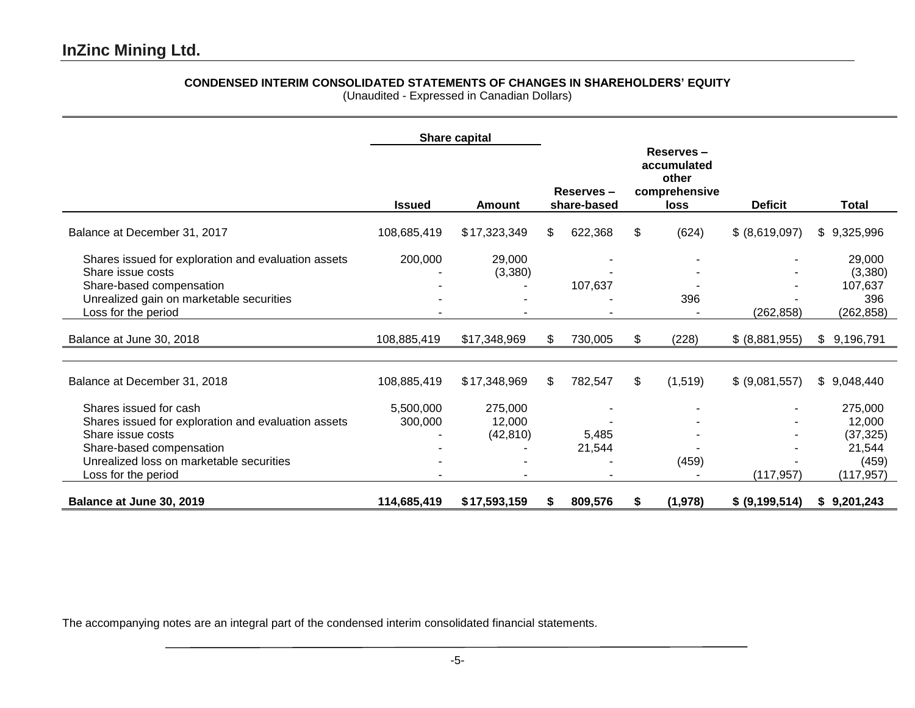## InZinc Mining Ltd.

**CONDENSED INTERIM CONSOLIDATED STATEMENTS OF CHANGES IN SHAREHOLDERS' EQUITY**
(Unaudited - Expressed in Canadian Dollars)

| | Share capital | | | | | |
|---|---|---|---|---|---|---|
| | **Issued** | **Amount** | **Reserves – share-based** | **Reserves – accumulated other comprehensive loss** | **Deficit** | **Total** |
| Balance at December 31, 2017 | 108,685,419 | $17,323,349 | $ 622,368 | $ (624) | $ (8,619,097) | $ 9,325,996 |
| Shares issued for exploration and evaluation assets | 200,000 | 29,000 | - | - | - | 29,000 |
| Share issue costs | - | (3,380) | - | - | - | (3,380) |
| Share-based compensation | - | - | 107,637 | - | - | 107,637 |
| Unrealized gain on marketable securities | - | - | - | 396 | - | 396 |
| Loss for the period | - | - | - | - | (262,858) | (262,858) |
| Balance at June 30, 2018 | 108,885,419 | $17,348,969 | $ 730,005 | $ (228) | $ (8,881,955) | $ 9,196,791 |
| | | | | | | |
| Balance at December 31, 2018 | 108,885,419 | $17,348,969 | $ 782,547 | $ (1,519) | $ (9,081,557) | $ 9,048,440 |
| Shares issued for cash | 5,500,000 | 275,000 | - | - | - | 275,000 |
| Shares issued for exploration and evaluation assets | 300,000 | 12,000 | - | - | - | 12,000 |
| Share issue costs | - | (42,810) | 5,485 | - | - | (37,325) |
| Share-based compensation | - | - | 21,544 | - | - | 21,544 |
| Unrealized loss on marketable securities | - | - | - | (459) | - | (459) |
| Loss for the period | - | - | - | - | (117,957) | (117,957) |
| **Balance at June 30, 2019** | **114,685,419** | **$17,593,159** | **$ 809,576** | **$ (1,978)** | **$ (9,199,514)** | **$ 9,201,243** |

The accompanying notes are an integral part of the condensed interim consolidated financial statements.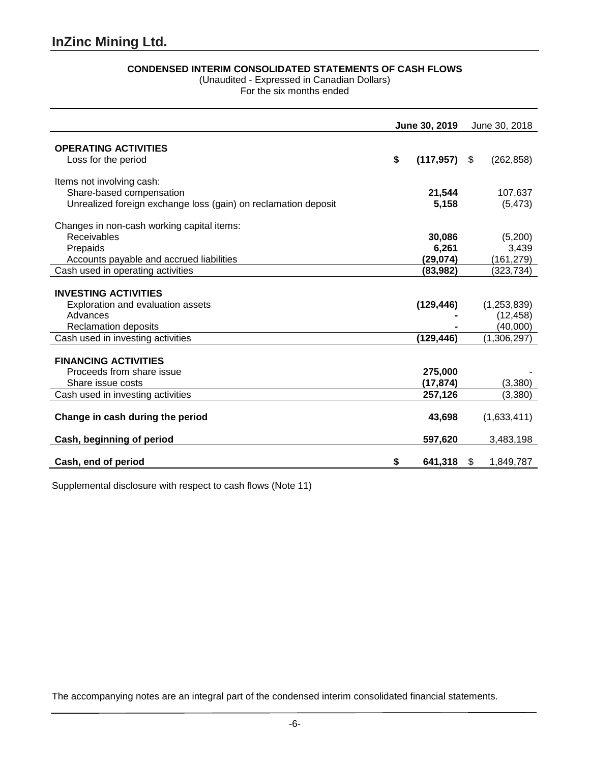# InZinc Mining Ltd.

**CONDENSED INTERIM CONSOLIDATED STATEMENTS OF CASH FLOWS**
(Unaudited - Expressed in Canadian Dollars)
For the six months ended

| | **June 30, 2019** | June 30, 2018 |
|---|---|---|
| **OPERATING ACTIVITIES** | | |
| Loss for the period | **$ (117,957)** | $ (262,858) |
| Items not involving cash: | | |
| Share-based compensation | **21,544** | 107,637 |
| Unrealized foreign exchange loss (gain) on reclamation deposit | **5,158** | (5,473) |
| Changes in non-cash working capital items: | | |
| Receivables | **30,086** | (5,200) |
| Prepaids | **6,261** | 3,439 |
| Accounts payable and accrued liabilities | **(29,074)** | (161,279) |
| Cash used in operating activities | **(83,982)** | (323,734) |
| **INVESTING ACTIVITIES** | | |
| Exploration and evaluation assets | **(129,446)** | (1,253,839) |
| Advances | **-** | (12,458) |
| Reclamation deposits | **-** | (40,000) |
| Cash used in investing activities | **(129,446)** | (1,306,297) |
| **FINANCING ACTIVITIES** | | |
| Proceeds from share issue | **275,000** | - |
| Share issue costs | **(17,874)** | (3,380) |
| Cash used in investing activities | **257,126** | (3,380) |
| **Change in cash during the period** | **43,698** | (1,633,411) |
| **Cash, beginning of period** | **597,620** | 3,483,198 |
| **Cash, end of period** | **$ 641,318** | $ 1,849,787 |

Supplemental disclosure with respect to cash flows (Note 11)

The accompanying notes are an integral part of the condensed interim consolidated financial statements.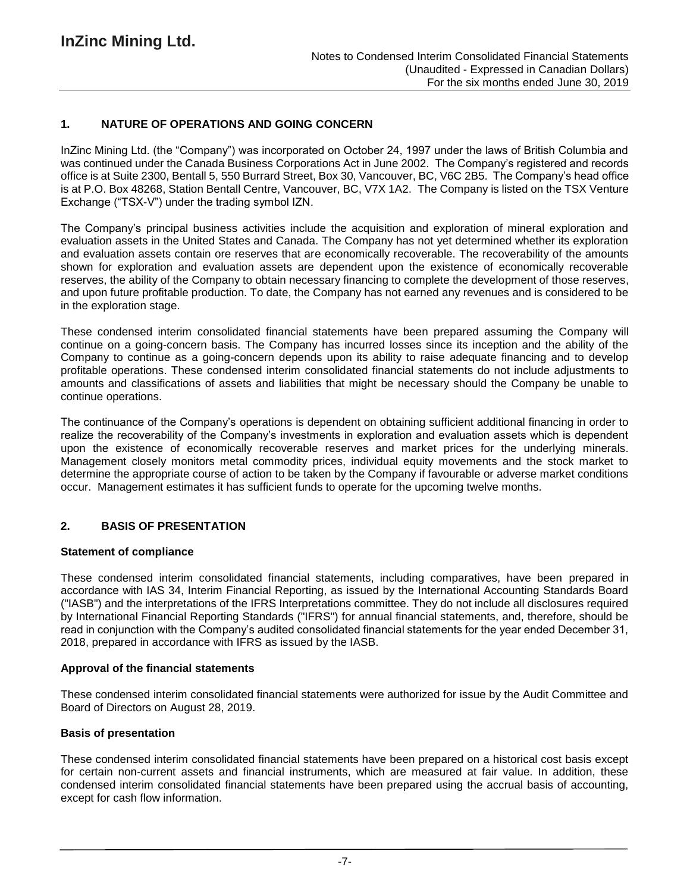## 1. NATURE OF OPERATIONS AND GOING CONCERN

InZinc Mining Ltd. (the "Company") was incorporated on October 24, 1997 under the laws of British Columbia and was continued under the Canada Business Corporations Act in June 2002. The Company's registered and records office is at Suite 2300, Bentall 5, 550 Burrard Street, Box 30, Vancouver, BC, V6C 2B5. The Company's head office is at P.O. Box 48268, Station Bentall Centre, Vancouver, BC, V7X 1A2. The Company is listed on the TSX Venture Exchange ("TSX-V") under the trading symbol IZN.

The Company's principal business activities include the acquisition and exploration of mineral exploration and evaluation assets in the United States and Canada. The Company has not yet determined whether its exploration and evaluation assets contain ore reserves that are economically recoverable. The recoverability of the amounts shown for exploration and evaluation assets are dependent upon the existence of economically recoverable reserves, the ability of the Company to obtain necessary financing to complete the development of those reserves, and upon future profitable production. To date, the Company has not earned any revenues and is considered to be in the exploration stage.

These condensed interim consolidated financial statements have been prepared assuming the Company will continue on a going-concern basis. The Company has incurred losses since its inception and the ability of the Company to continue as a going-concern depends upon its ability to raise adequate financing and to develop profitable operations. These condensed interim consolidated financial statements do not include adjustments to amounts and classifications of assets and liabilities that might be necessary should the Company be unable to continue operations.

The continuance of the Company's operations is dependent on obtaining sufficient additional financing in order to realize the recoverability of the Company's investments in exploration and evaluation assets which is dependent upon the existence of economically recoverable reserves and market prices for the underlying minerals. Management closely monitors metal commodity prices, individual equity movements and the stock market to determine the appropriate course of action to be taken by the Company if favourable or adverse market conditions occur. Management estimates it has sufficient funds to operate for the upcoming twelve months.

## 2. BASIS OF PRESENTATION

### Statement of compliance

These condensed interim consolidated financial statements, including comparatives, have been prepared in accordance with IAS 34, Interim Financial Reporting, as issued by the International Accounting Standards Board ("IASB") and the interpretations of the IFRS Interpretations committee. They do not include all disclosures required by International Financial Reporting Standards ("IFRS") for annual financial statements, and, therefore, should be read in conjunction with the Company's audited consolidated financial statements for the year ended December 31, 2018, prepared in accordance with IFRS as issued by the IASB.

### Approval of the financial statements

These condensed interim consolidated financial statements were authorized for issue by the Audit Committee and Board of Directors on August 28, 2019.

### Basis of presentation

These condensed interim consolidated financial statements have been prepared on a historical cost basis except for certain non-current assets and financial instruments, which are measured at fair value. In addition, these condensed interim consolidated financial statements have been prepared using the accrual basis of accounting, except for cash flow information.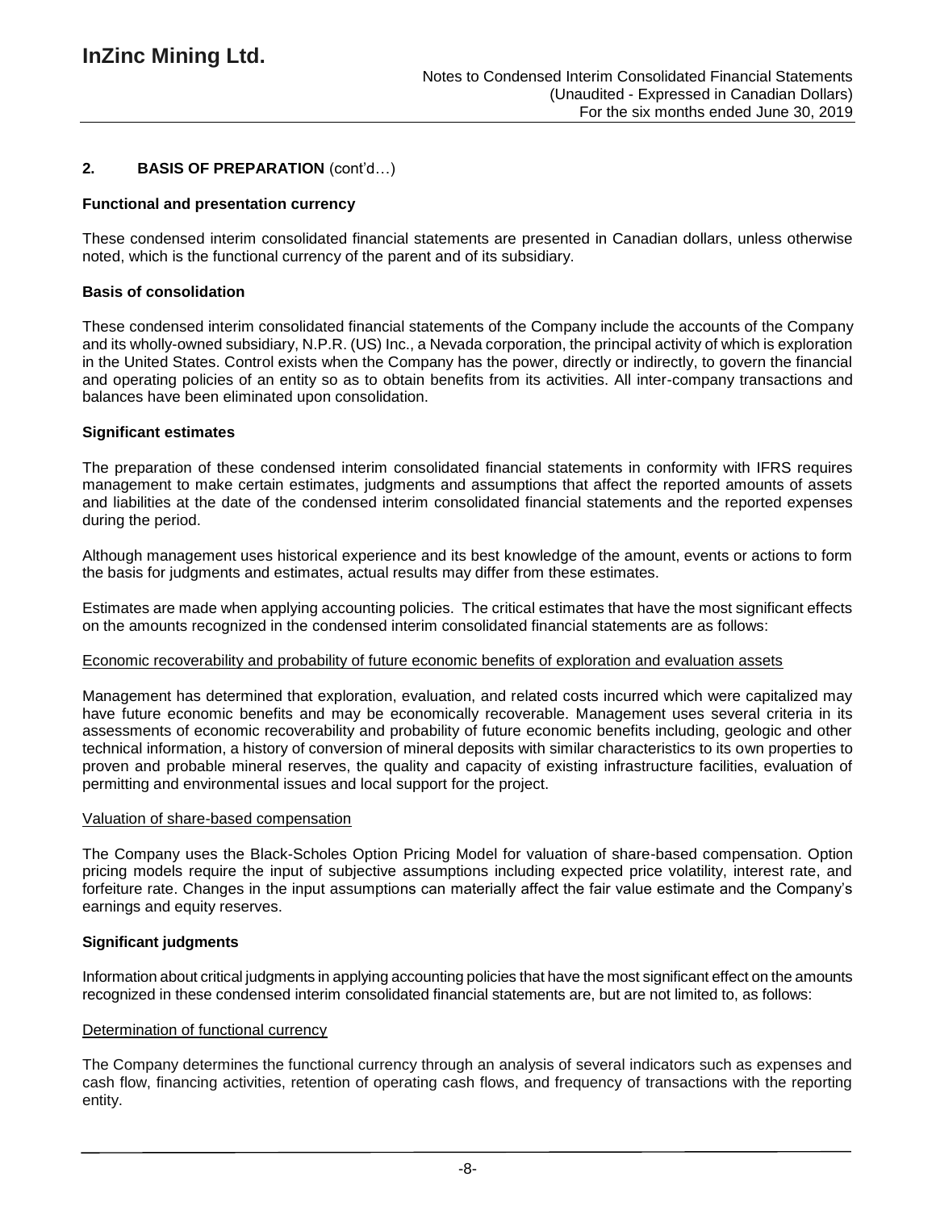## 2. BASIS OF PREPARATION (cont'd…)

### Functional and presentation currency

These condensed interim consolidated financial statements are presented in Canadian dollars, unless otherwise noted, which is the functional currency of the parent and of its subsidiary.

### Basis of consolidation

These condensed interim consolidated financial statements of the Company include the accounts of the Company and its wholly-owned subsidiary, N.P.R. (US) Inc., a Nevada corporation, the principal activity of which is exploration in the United States. Control exists when the Company has the power, directly or indirectly, to govern the financial and operating policies of an entity so as to obtain benefits from its activities. All inter-company transactions and balances have been eliminated upon consolidation.

### Significant estimates

The preparation of these condensed interim consolidated financial statements in conformity with IFRS requires management to make certain estimates, judgments and assumptions that affect the reported amounts of assets and liabilities at the date of the condensed interim consolidated financial statements and the reported expenses during the period.

Although management uses historical experience and its best knowledge of the amount, events or actions to form the basis for judgments and estimates, actual results may differ from these estimates.

Estimates are made when applying accounting policies. The critical estimates that have the most significant effects on the amounts recognized in the condensed interim consolidated financial statements are as follows:

Economic recoverability and probability of future economic benefits of exploration and evaluation assets

Management has determined that exploration, evaluation, and related costs incurred which were capitalized may have future economic benefits and may be economically recoverable. Management uses several criteria in its assessments of economic recoverability and probability of future economic benefits including, geologic and other technical information, a history of conversion of mineral deposits with similar characteristics to its own properties to proven and probable mineral reserves, the quality and capacity of existing infrastructure facilities, evaluation of permitting and environmental issues and local support for the project.

Valuation of share-based compensation

The Company uses the Black-Scholes Option Pricing Model for valuation of share-based compensation. Option pricing models require the input of subjective assumptions including expected price volatility, interest rate, and forfeiture rate. Changes in the input assumptions can materially affect the fair value estimate and the Company's earnings and equity reserves.

### Significant judgments

Information about critical judgments in applying accounting policies that have the most significant effect on the amounts recognized in these condensed interim consolidated financial statements are, but are not limited to, as follows:

Determination of functional currency

The Company determines the functional currency through an analysis of several indicators such as expenses and cash flow, financing activities, retention of operating cash flows, and frequency of transactions with the reporting entity.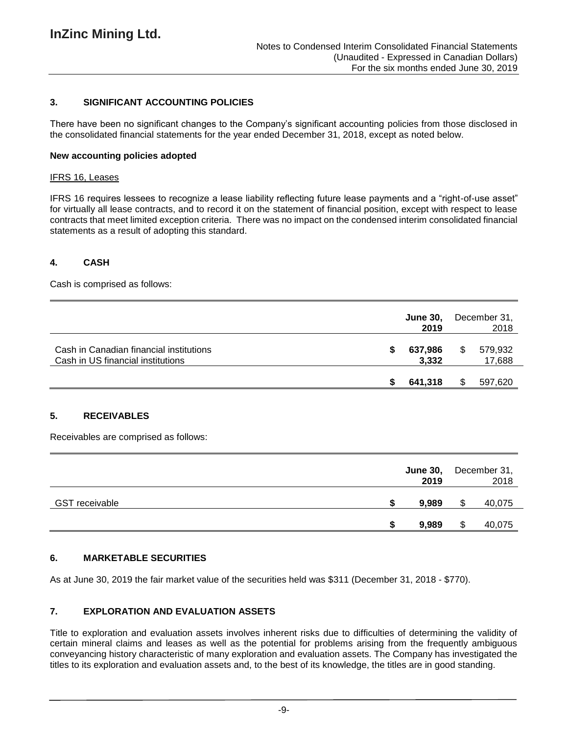## 3. SIGNIFICANT ACCOUNTING POLICIES

There have been no significant changes to the Company's significant accounting policies from those disclosed in the consolidated financial statements for the year ended December 31, 2018, except as noted below.

**New accounting policies adopted**

IFRS 16, Leases

IFRS 16 requires lessees to recognize a lease liability reflecting future lease payments and a "right-of-use asset" for virtually all lease contracts, and to record it on the statement of financial position, except with respect to lease contracts that meet limited exception criteria. There was no impact on the condensed interim consolidated financial statements as a result of adopting this standard.

## 4. CASH

Cash is comprised as follows:

| | **June 30, 2019** | December 31, 2018 |
|---|---|---|
| Cash in Canadian financial institutions | **$ 637,986** | $ 579,932 |
| Cash in US financial institutions | **3,332** | 17,688 |
| | **$ 641,318** | $ 597,620 |

## 5. RECEIVABLES

Receivables are comprised as follows:

| | **June 30, 2019** | December 31, 2018 |
|---|---|---|
| GST receivable | **$ 9,989** | $ 40,075 |
| | **$ 9,989** | $ 40,075 |

## 6. MARKETABLE SECURITIES

As at June 30, 2019 the fair market value of the securities held was $311 (December 31, 2018 - $770).

## 7. EXPLORATION AND EVALUATION ASSETS

Title to exploration and evaluation assets involves inherent risks due to difficulties of determining the validity of certain mineral claims and leases as well as the potential for problems arising from the frequently ambiguous conveyancing history characteristic of many exploration and evaluation assets. The Company has investigated the titles to its exploration and evaluation assets and, to the best of its knowledge, the titles are in good standing.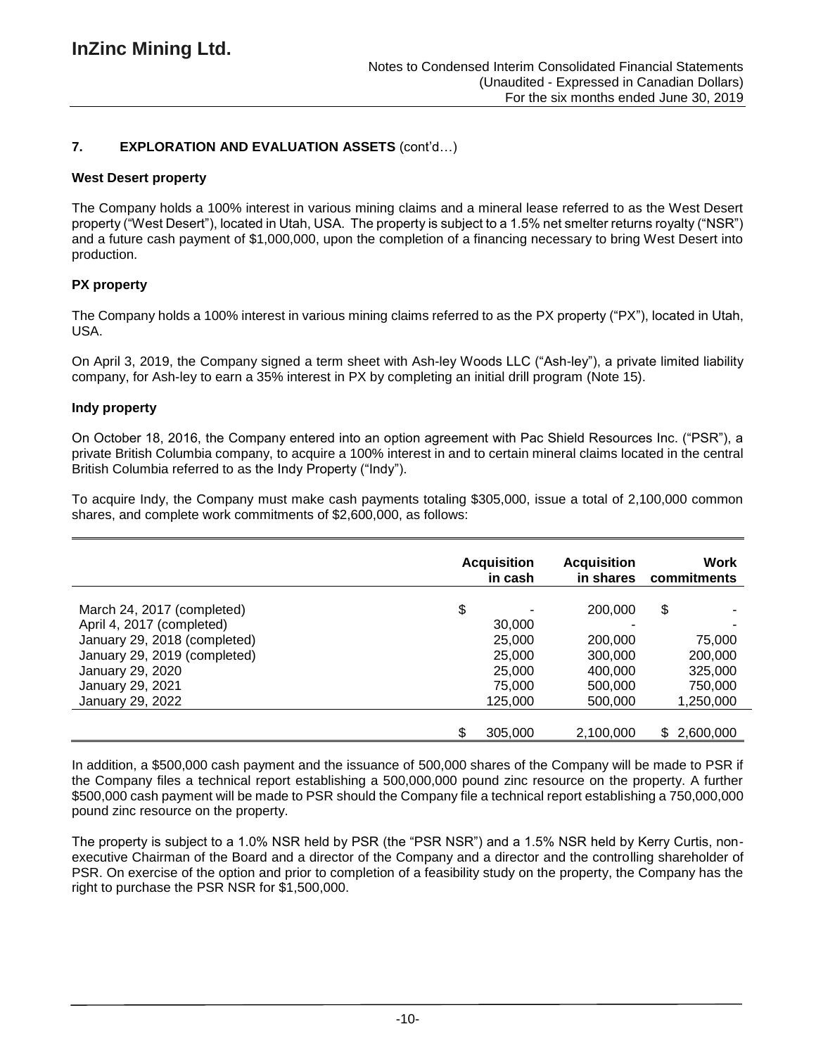## 7. EXPLORATION AND EVALUATION ASSETS (cont'd…)

### West Desert property

The Company holds a 100% interest in various mining claims and a mineral lease referred to as the West Desert property ("West Desert"), located in Utah, USA. The property is subject to a 1.5% net smelter returns royalty ("NSR") and a future cash payment of $1,000,000, upon the completion of a financing necessary to bring West Desert into production.

### PX property

The Company holds a 100% interest in various mining claims referred to as the PX property ("PX"), located in Utah, USA.

On April 3, 2019, the Company signed a term sheet with Ash-ley Woods LLC ("Ash-ley"), a private limited liability company, for Ash-ley to earn a 35% interest in PX by completing an initial drill program (Note 15).

### Indy property

On October 18, 2016, the Company entered into an option agreement with Pac Shield Resources Inc. ("PSR"), a private British Columbia company, to acquire a 100% interest in and to certain mineral claims located in the central British Columbia referred to as the Indy Property ("Indy").

To acquire Indy, the Company must make cash payments totaling $305,000, issue a total of 2,100,000 common shares, and complete work commitments of $2,600,000, as follows:

| | Acquisition in cash | Acquisition in shares | Work commitments |
|---|---|---|---|
| March 24, 2017 (completed) | $ - | 200,000 | $ - |
| April 4, 2017 (completed) | 30,000 | - | - |
| January 29, 2018 (completed) | 25,000 | 200,000 | 75,000 |
| January 29, 2019 (completed) | 25,000 | 300,000 | 200,000 |
| January 29, 2020 | 25,000 | 400,000 | 325,000 |
| January 29, 2021 | 75,000 | 500,000 | 750,000 |
| January 29, 2022 | 125,000 | 500,000 | 1,250,000 |
| | $ 305,000 | 2,100,000 | $ 2,600,000 |

In addition, a $500,000 cash payment and the issuance of 500,000 shares of the Company will be made to PSR if the Company files a technical report establishing a 500,000,000 pound zinc resource on the property. A further $500,000 cash payment will be made to PSR should the Company file a technical report establishing a 750,000,000 pound zinc resource on the property.

The property is subject to a 1.0% NSR held by PSR (the "PSR NSR") and a 1.5% NSR held by Kerry Curtis, non-executive Chairman of the Board and a director of the Company and a director and the controlling shareholder of PSR. On exercise of the option and prior to completion of a feasibility study on the property, the Company has the right to purchase the PSR NSR for $1,500,000.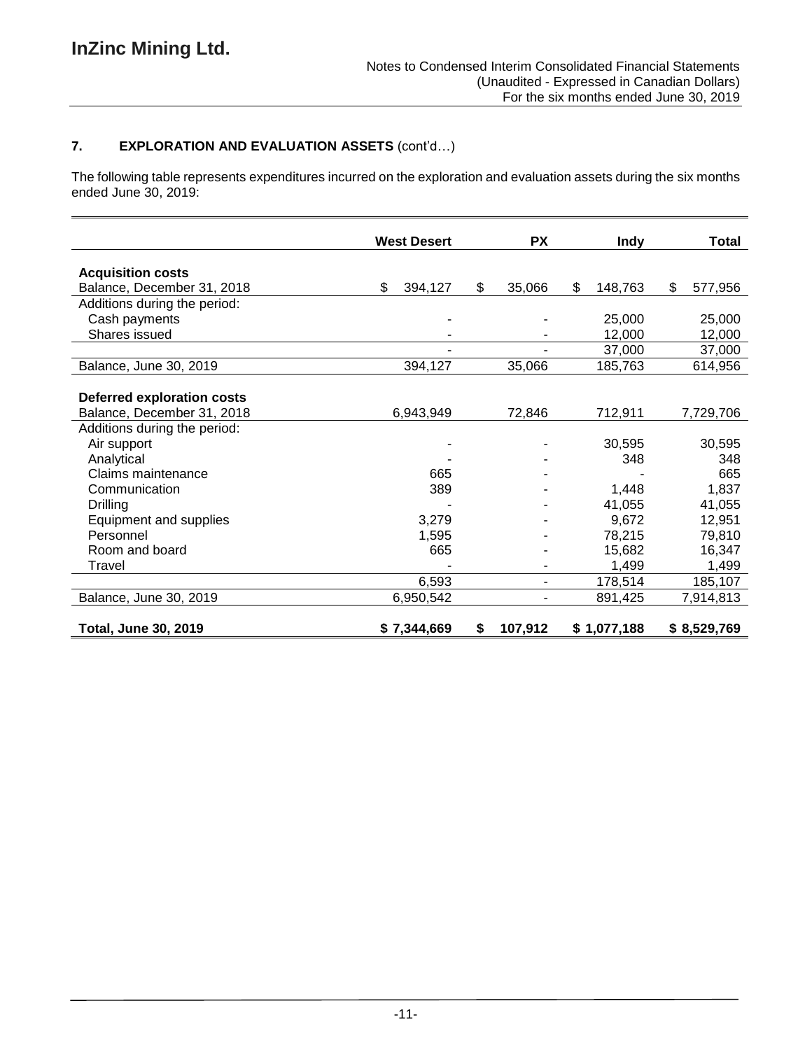## 7. EXPLORATION AND EVALUATION ASSETS (cont'd…)

The following table represents expenditures incurred on the exploration and evaluation assets during the six months ended June 30, 2019:

| | West Desert | PX | Indy | Total |
|---|---|---|---|---|
| **Acquisition costs** | | | | |
| Balance, December 31, 2018 | $ 394,127 | $ 35,066 | $ 148,763 | $ 577,956 |
| Additions during the period: | | | | |
| Cash payments | - | - | 25,000 | 25,000 |
| Shares issued | - | - | 12,000 | 12,000 |
| | - | - | 37,000 | 37,000 |
| Balance, June 30, 2019 | 394,127 | 35,066 | 185,763 | 614,956 |
| **Deferred exploration costs** | | | | |
| Balance, December 31, 2018 | 6,943,949 | 72,846 | 712,911 | 7,729,706 |
| Additions during the period: | | | | |
| Air support | - | - | 30,595 | 30,595 |
| Analytical | - | - | 348 | 348 |
| Claims maintenance | 665 | - | - | 665 |
| Communication | 389 | - | 1,448 | 1,837 |
| Drilling | - | - | 41,055 | 41,055 |
| Equipment and supplies | 3,279 | - | 9,672 | 12,951 |
| Personnel | 1,595 | - | 78,215 | 79,810 |
| Room and board | 665 | - | 15,682 | 16,347 |
| Travel | - | - | 1,499 | 1,499 |
| | 6,593 | - | 178,514 | 185,107 |
| Balance, June 30, 2019 | 6,950,542 | - | 891,425 | 7,914,813 |
| **Total, June 30, 2019** | **$ 7,344,669** | **$ 107,912** | **$ 1,077,188** | **$ 8,529,769** |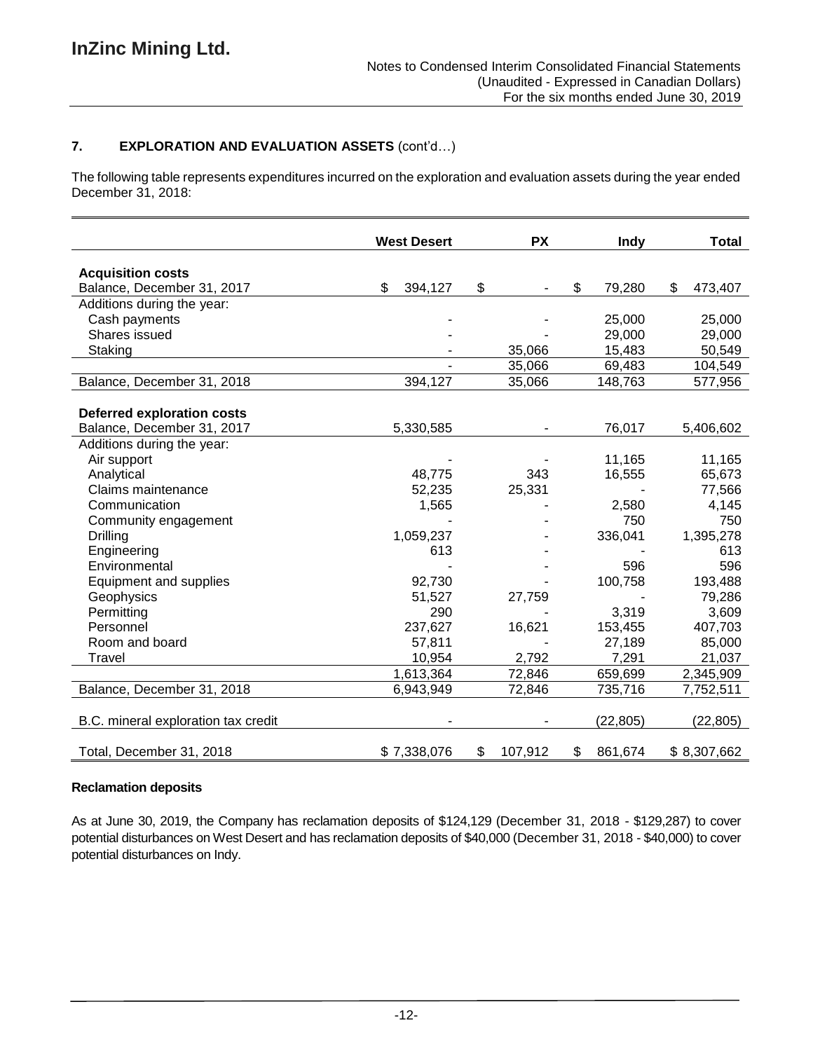## 7. EXPLORATION AND EVALUATION ASSETS (cont'd…)

The following table represents expenditures incurred on the exploration and evaluation assets during the year ended December 31, 2018:

| | West Desert | PX | Indy | Total |
|---|---|---|---|---|
| **Acquisition costs** | | | | |
| Balance, December 31, 2017 | $ 394,127 | $ - | $ 79,280 | $ 473,407 |
| Additions during the year: | | | | |
| Cash payments | - | - | 25,000 | 25,000 |
| Shares issued | - | - | 29,000 | 29,000 |
| Staking | - | 35,066 | 15,483 | 50,549 |
| | - | 35,066 | 69,483 | 104,549 |
| Balance, December 31, 2018 | 394,127 | 35,066 | 148,763 | 577,956 |
| **Deferred exploration costs** | | | | |
| Balance, December 31, 2017 | 5,330,585 | - | 76,017 | 5,406,602 |
| Additions during the year: | | | | |
| Air support | - | - | 11,165 | 11,165 |
| Analytical | 48,775 | 343 | 16,555 | 65,673 |
| Claims maintenance | 52,235 | 25,331 | - | 77,566 |
| Communication | 1,565 | - | 2,580 | 4,145 |
| Community engagement | - | - | 750 | 750 |
| Drilling | 1,059,237 | - | 336,041 | 1,395,278 |
| Engineering | 613 | - | - | 613 |
| Environmental | - | - | 596 | 596 |
| Equipment and supplies | 92,730 | - | 100,758 | 193,488 |
| Geophysics | 51,527 | 27,759 | - | 79,286 |
| Permitting | 290 | - | 3,319 | 3,609 |
| Personnel | 237,627 | 16,621 | 153,455 | 407,703 |
| Room and board | 57,811 | - | 27,189 | 85,000 |
| Travel | 10,954 | 2,792 | 7,291 | 21,037 |
| | 1,613,364 | 72,846 | 659,699 | 2,345,909 |
| Balance, December 31, 2018 | 6,943,949 | 72,846 | 735,716 | 7,752,511 |
| B.C. mineral exploration tax credit | - | - | (22,805) | (22,805) |
| Total, December 31, 2018 | $ 7,338,076 | $ 107,912 | $ 861,674 | $ 8,307,662 |

**Reclamation deposits**

As at June 30, 2019, the Company has reclamation deposits of $124,129 (December 31, 2018 - $129,287) to cover potential disturbances on West Desert and has reclamation deposits of $40,000 (December 31, 2018 - $40,000) to cover potential disturbances on Indy.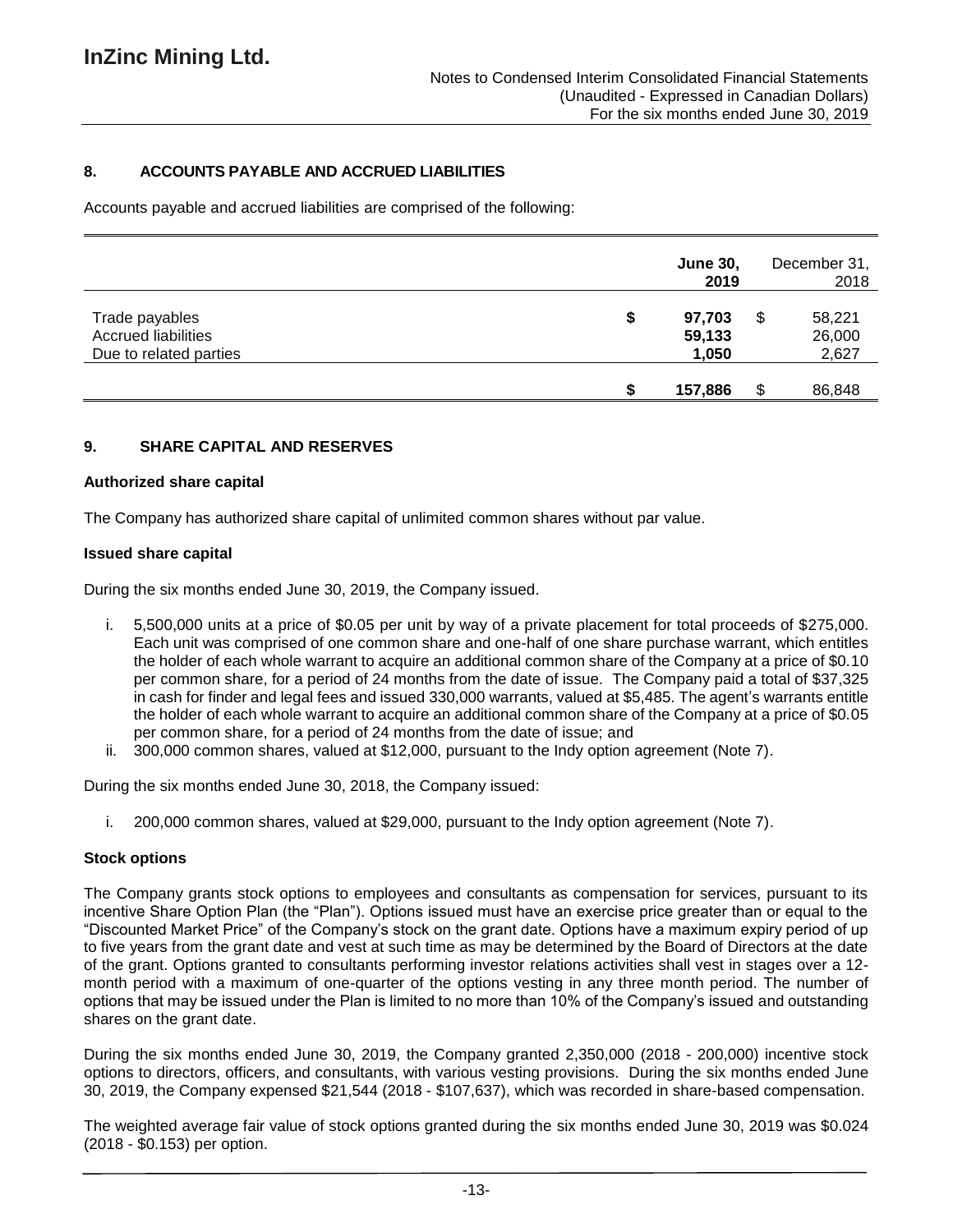## 8. ACCOUNTS PAYABLE AND ACCRUED LIABILITIES

Accounts payable and accrued liabilities are comprised of the following:

| | June 30, 2019 | December 31, 2018 |
|---|---|---|
| Trade payables | $ 97,703 | $ 58,221 |
| Accrued liabilities | 59,133 | 26,000 |
| Due to related parties | 1,050 | 2,627 |
| | $ 157,886 | $ 86,848 |

## 9. SHARE CAPITAL AND RESERVES

**Authorized share capital**

The Company has authorized share capital of unlimited common shares without par value.

**Issued share capital**

During the six months ended June 30, 2019, the Company issued.

i. 5,500,000 units at a price of $0.05 per unit by way of a private placement for total proceeds of $275,000. Each unit was comprised of one common share and one-half of one share purchase warrant, which entitles the holder of each whole warrant to acquire an additional common share of the Company at a price of $0.10 per common share, for a period of 24 months from the date of issue. The Company paid a total of $37,325 in cash for finder and legal fees and issued 330,000 warrants, valued at $5,485. The agent's warrants entitle the holder of each whole warrant to acquire an additional common share of the Company at a price of $0.05 per common share, for a period of 24 months from the date of issue; and
ii. 300,000 common shares, valued at $12,000, pursuant to the Indy option agreement (Note 7).

During the six months ended June 30, 2018, the Company issued:

i. 200,000 common shares, valued at $29,000, pursuant to the Indy option agreement (Note 7).

**Stock options**

The Company grants stock options to employees and consultants as compensation for services, pursuant to its incentive Share Option Plan (the "Plan"). Options issued must have an exercise price greater than or equal to the "Discounted Market Price" of the Company's stock on the grant date. Options have a maximum expiry period of up to five years from the grant date and vest at such time as may be determined by the Board of Directors at the date of the grant. Options granted to consultants performing investor relations activities shall vest in stages over a 12-month period with a maximum of one-quarter of the options vesting in any three month period. The number of options that may be issued under the Plan is limited to no more than 10% of the Company's issued and outstanding shares on the grant date.

During the six months ended June 30, 2019, the Company granted 2,350,000 (2018 - 200,000) incentive stock options to directors, officers, and consultants, with various vesting provisions. During the six months ended June 30, 2019, the Company expensed $21,544 (2018 - $107,637), which was recorded in share-based compensation.

The weighted average fair value of stock options granted during the six months ended June 30, 2019 was $0.024 (2018 - $0.153) per option.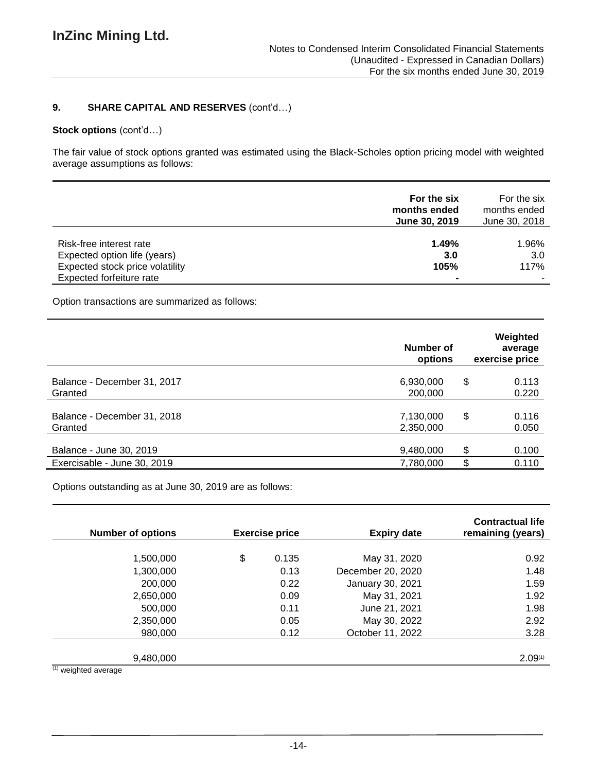## 9. SHARE CAPITAL AND RESERVES (cont'd…)

**Stock options** (cont'd…)

The fair value of stock options granted was estimated using the Black-Scholes option pricing model with weighted average assumptions as follows:

| | **For the six months ended June 30, 2019** | For the six months ended June 30, 2018 |
|---|---|---|
| Risk-free interest rate | **1.49%** | 1.96% |
| Expected option life (years) | **3.0** | 3.0 |
| Expected stock price volatility | **105%** | 117% |
| Expected forfeiture rate | **-** | - |

Option transactions are summarized as follows:

| | **Number of options** | **Weighted average exercise price** |
|---|---|---|
| Balance - December 31, 2017 | 6,930,000 | $ 0.113 |
| Granted | 200,000 | 0.220 |
| Balance - December 31, 2018 | 7,130,000 | $ 0.116 |
| Granted | 2,350,000 | 0.050 |
| Balance - June 30, 2019 | 9,480,000 | $ 0.100 |
| Exercisable - June 30, 2019 | 7,780,000 | $ 0.110 |

Options outstanding as at June 30, 2019 are as follows:

| **Number of options** | **Exercise price** | **Expiry date** | **Contractual life remaining (years)** |
|---|---|---|---|
| 1,500,000 | $ 0.135 | May 31, 2020 | 0.92 |
| 1,300,000 | 0.13 | December 20, 2020 | 1.48 |
| 200,000 | 0.22 | January 30, 2021 | 1.59 |
| 2,650,000 | 0.09 | May 31, 2021 | 1.92 |
| 500,000 | 0.11 | June 21, 2021 | 1.98 |
| 2,350,000 | 0.05 | May 30, 2022 | 2.92 |
| 980,000 | 0.12 | October 11, 2022 | 3.28 |
| 9,480,000 | | | 2.09[(1)] |

(1) weighted average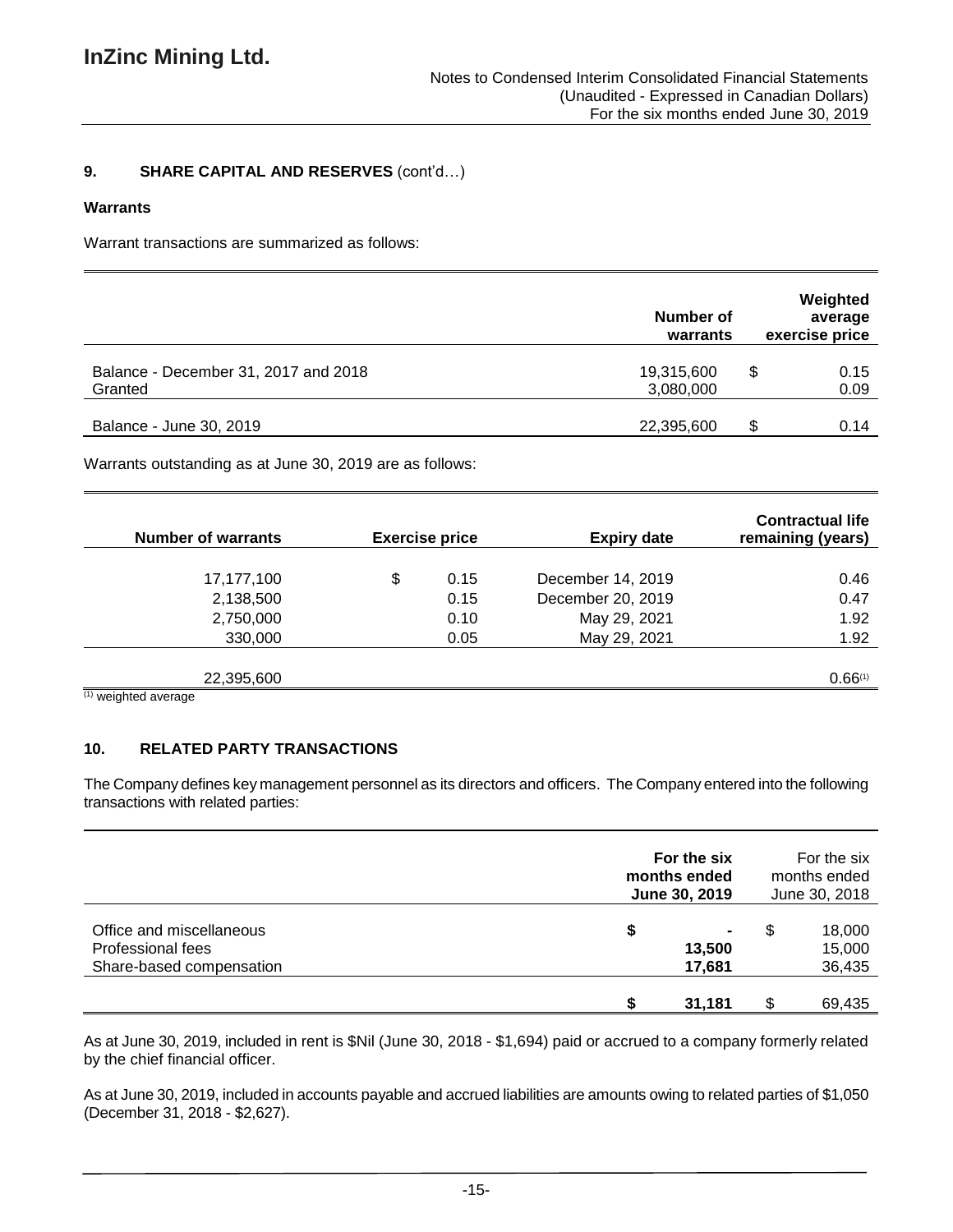## 9. SHARE CAPITAL AND RESERVES (cont'd…)

### Warrants

Warrant transactions are summarized as follows:

| | Number of warrants | Weighted average exercise price |
|---|---|---|
| Balance - December 31, 2017 and 2018 | 19,315,600 | $ 0.15 |
| Granted | 3,080,000 | 0.09 |
| Balance - June 30, 2019 | 22,395,600 | $ 0.14 |

Warrants outstanding as at June 30, 2019 are as follows:

| Number of warrants | Exercise price | Expiry date | Contractual life remaining (years) |
|---|---|---|---|
| 17,177,100 | $ 0.15 | December 14, 2019 | 0.46 |
| 2,138,500 | 0.15 | December 20, 2019 | 0.47 |
| 2,750,000 | 0.10 | May 29, 2021 | 1.92 |
| 330,000 | 0.05 | May 29, 2021 | 1.92 |
| 22,395,600 | | | 0.66[1] |

[1] weighted average

## 10. RELATED PARTY TRANSACTIONS

The Company defines key management personnel as its directors and officers. The Company entered into the following transactions with related parties:

| | For the six months ended June 30, 2019 | For the six months ended June 30, 2018 |
|---|---|---|
| Office and miscellaneous | $ - | $ 18,000 |
| Professional fees | 13,500 | 15,000 |
| Share-based compensation | 17,681 | 36,435 |
| | $ 31,181 | $ 69,435 |

As at June 30, 2019, included in rent is $Nil (June 30, 2018 - $1,694) paid or accrued to a company formerly related by the chief financial officer.

As at June 30, 2019, included in accounts payable and accrued liabilities are amounts owing to related parties of $1,050 (December 31, 2018 - $2,627).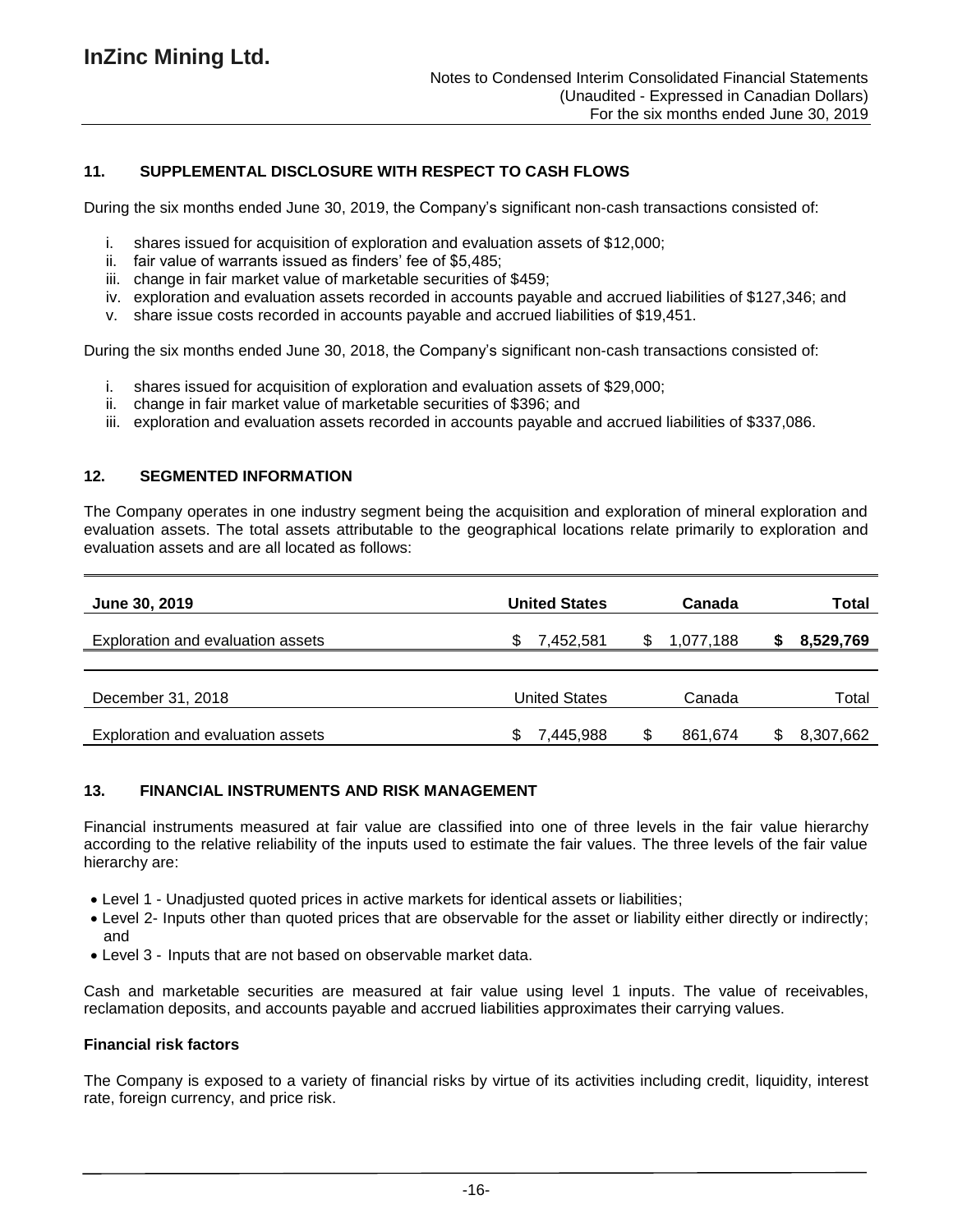## 11. SUPPLEMENTAL DISCLOSURE WITH RESPECT TO CASH FLOWS

During the six months ended June 30, 2019, the Company's significant non-cash transactions consisted of:

i. shares issued for acquisition of exploration and evaluation assets of $12,000;
ii. fair value of warrants issued as finders' fee of $5,485;
iii. change in fair market value of marketable securities of $459;
iv. exploration and evaluation assets recorded in accounts payable and accrued liabilities of $127,346; and
v. share issue costs recorded in accounts payable and accrued liabilities of $19,451.

During the six months ended June 30, 2018, the Company's significant non-cash transactions consisted of:

i. shares issued for acquisition of exploration and evaluation assets of $29,000;
ii. change in fair market value of marketable securities of $396; and
iii. exploration and evaluation assets recorded in accounts payable and accrued liabilities of $337,086.

## 12. SEGMENTED INFORMATION

The Company operates in one industry segment being the acquisition and exploration of mineral exploration and evaluation assets. The total assets attributable to the geographical locations relate primarily to exploration and evaluation assets and are all located as follows:

| **June 30, 2019** | **United States** | **Canada** | **Total** |
|---|---|---|---|
| Exploration and evaluation assets | $ 7,452,581 | $ 1,077,188 | **$ 8,529,769** |

| December 31, 2018 | United States | Canada | Total |
|---|---|---|---|
| Exploration and evaluation assets | $ 7,445,988 | $ 861,674 | $ 8,307,662 |

## 13. FINANCIAL INSTRUMENTS AND RISK MANAGEMENT

Financial instruments measured at fair value are classified into one of three levels in the fair value hierarchy according to the relative reliability of the inputs used to estimate the fair values. The three levels of the fair value hierarchy are:

- Level 1 - Unadjusted quoted prices in active markets for identical assets or liabilities;
- Level 2- Inputs other than quoted prices that are observable for the asset or liability either directly or indirectly; and
- Level 3 - Inputs that are not based on observable market data.

Cash and marketable securities are measured at fair value using level 1 inputs. The value of receivables, reclamation deposits, and accounts payable and accrued liabilities approximates their carrying values.

**Financial risk factors**

The Company is exposed to a variety of financial risks by virtue of its activities including credit, liquidity, interest rate, foreign currency, and price risk.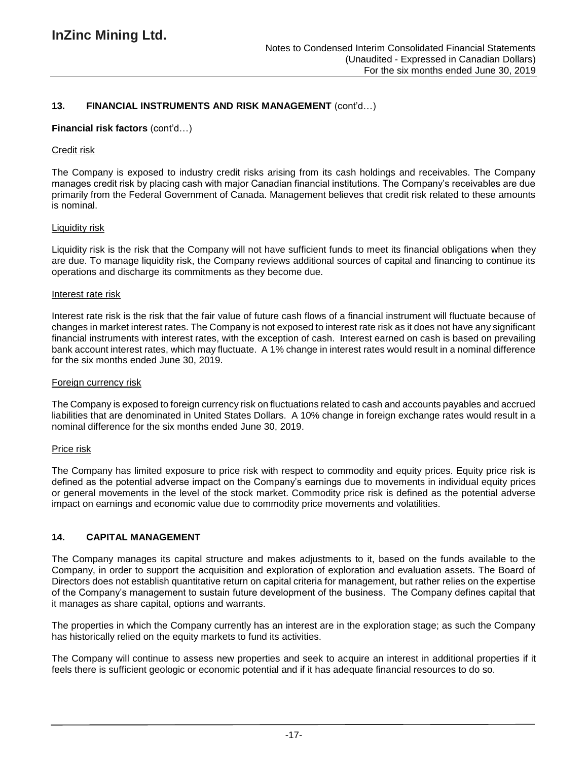## 13. FINANCIAL INSTRUMENTS AND RISK MANAGEMENT (cont'd…)

**Financial risk factors** (cont'd…)

Credit risk

The Company is exposed to industry credit risks arising from its cash holdings and receivables. The Company manages credit risk by placing cash with major Canadian financial institutions. The Company's receivables are due primarily from the Federal Government of Canada. Management believes that credit risk related to these amounts is nominal.

Liquidity risk

Liquidity risk is the risk that the Company will not have sufficient funds to meet its financial obligations when they are due. To manage liquidity risk, the Company reviews additional sources of capital and financing to continue its operations and discharge its commitments as they become due.

Interest rate risk

Interest rate risk is the risk that the fair value of future cash flows of a financial instrument will fluctuate because of changes in market interest rates. The Company is not exposed to interest rate risk as it does not have any significant financial instruments with interest rates, with the exception of cash. Interest earned on cash is based on prevailing bank account interest rates, which may fluctuate. A 1% change in interest rates would result in a nominal difference for the six months ended June 30, 2019.

Foreign currency risk

The Company is exposed to foreign currency risk on fluctuations related to cash and accounts payables and accrued liabilities that are denominated in United States Dollars. A 10% change in foreign exchange rates would result in a nominal difference for the six months ended June 30, 2019.

Price risk

The Company has limited exposure to price risk with respect to commodity and equity prices. Equity price risk is defined as the potential adverse impact on the Company's earnings due to movements in individual equity prices or general movements in the level of the stock market. Commodity price risk is defined as the potential adverse impact on earnings and economic value due to commodity price movements and volatilities.

## 14. CAPITAL MANAGEMENT

The Company manages its capital structure and makes adjustments to it, based on the funds available to the Company, in order to support the acquisition and exploration of exploration and evaluation assets. The Board of Directors does not establish quantitative return on capital criteria for management, but rather relies on the expertise of the Company's management to sustain future development of the business. The Company defines capital that it manages as share capital, options and warrants.

The properties in which the Company currently has an interest are in the exploration stage; as such the Company has historically relied on the equity markets to fund its activities.

The Company will continue to assess new properties and seek to acquire an interest in additional properties if it feels there is sufficient geologic or economic potential and if it has adequate financial resources to do so.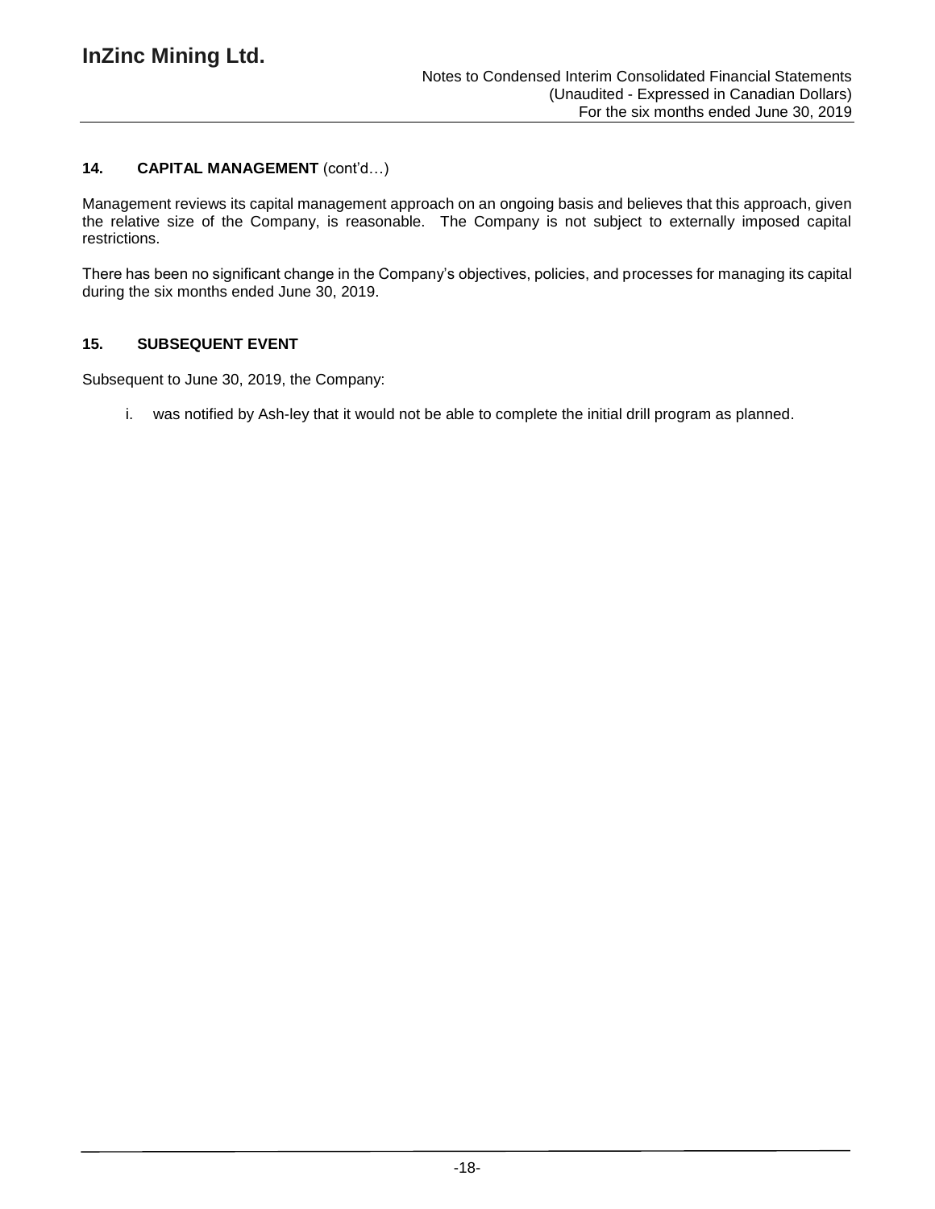## 14. CAPITAL MANAGEMENT (cont'd…)

Management reviews its capital management approach on an ongoing basis and believes that this approach, given the relative size of the Company, is reasonable. The Company is not subject to externally imposed capital restrictions.

There has been no significant change in the Company's objectives, policies, and processes for managing its capital during the six months ended June 30, 2019.

## 15. SUBSEQUENT EVENT

Subsequent to June 30, 2019, the Company:

i. was notified by Ash-ley that it would not be able to complete the initial drill program as planned.